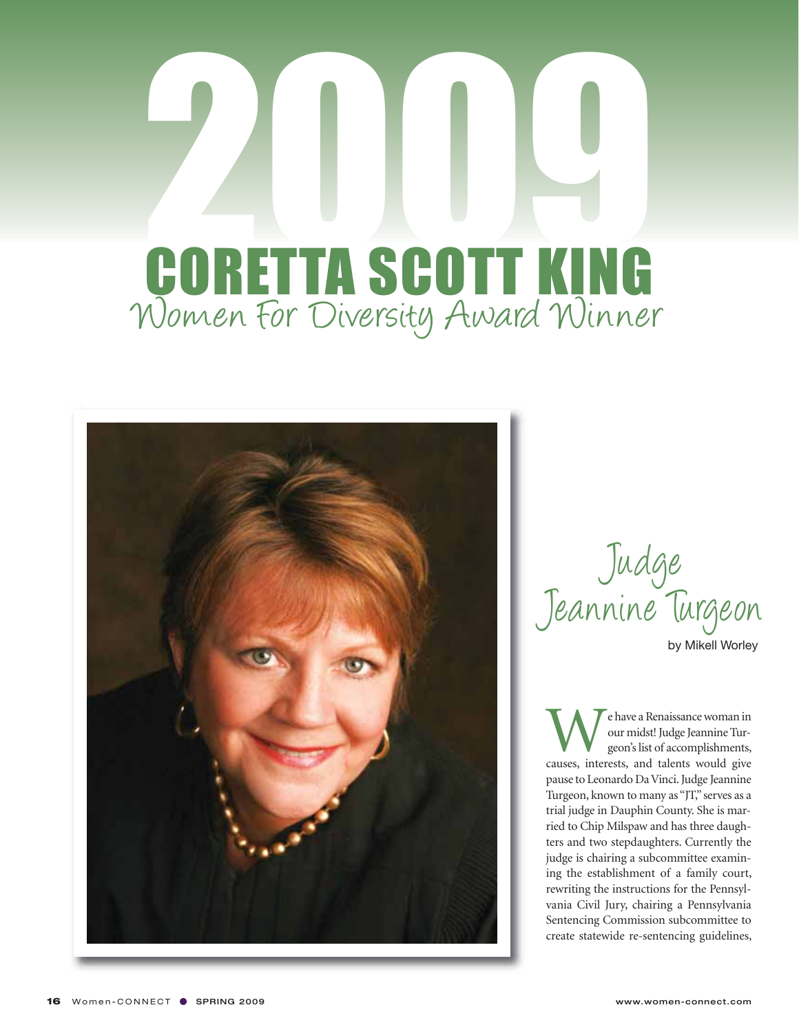# 2009

# CORETTA SCOTT KING

## Women For Diversity Award Winner

## Judge Jeannine Turgeon

by Mikell Worley

We have a Renaissance woman in our midst! Judge Jeannine Turgeon's list of accomplishments, causes, interests, and talents would give pause to Leonardo Da Vinci. Judge Jeannine Turgeon, known to many as "JT," serves as a trial judge in Dauphin County. She is married to Chip Milspaw and has three daughters and two stepdaughters. Currently the judge is chairing a subcommittee examining the establishment of a family court, rewriting the instructions for the Pennsylvania Civil Jury, chairing a Pennsylvania Sentencing Commission subcommittee to create statewide re-sentencing guidelines,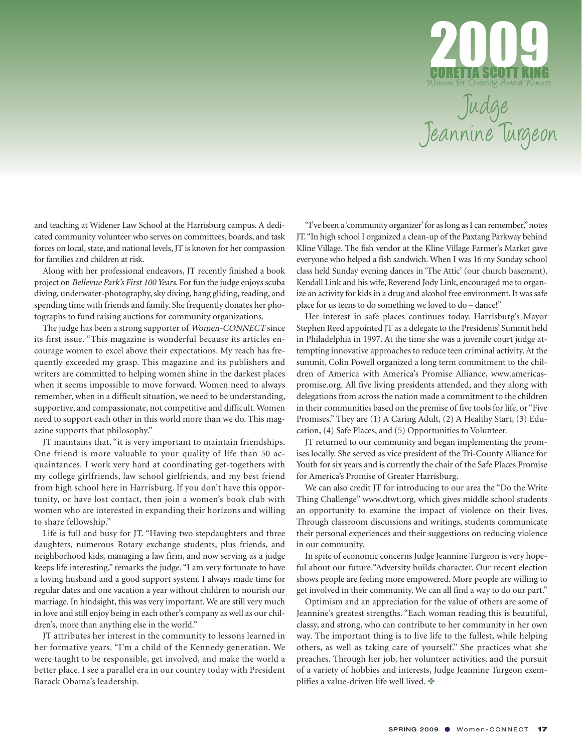# 2009 CORETTA SCOTT KING

Women for Diversity Award Winner

## Judge Jeannine Turgeon

and teaching at Widener Law School at the Harrisburg campus. A dedicated community volunteer who serves on committees, boards, and task forces on local, state, and national levels, JT is known for her compassion for families and children at risk.

Along with her professional endeavors, JT recently finished a book project on *Bellevue Park's First 100 Years*. For fun the judge enjoys scuba diving, underwater-photography, sky diving, hang gliding, reading, and spending time with friends and family. She frequently donates her photographs to fund raising auctions for community organizations.

The judge has been a strong supporter of *Women-CONNECT* since its first issue. "This magazine is wonderful because its articles encourage women to excel above their expectations. My reach has frequently exceeded my grasp. This magazine and its publishers and writers are committed to helping women shine in the darkest places when it seems impossible to move forward. Women need to always remember, when in a difficult situation, we need to be understanding, supportive, and compassionate, not competitive and difficult. Women need to support each other in this world more than we do. This magazine supports that philosophy."

JT maintains that, "it is very important to maintain friendships. One friend is more valuable to your quality of life than 50 acquaintances. I work very hard at coordinating get-togethers with my college girlfriends, law school girlfriends, and my best friend from high school here in Harrisburg. If you don't have this opportunity, or have lost contact, then join a women's book club with women who are interested in expanding their horizons and willing to share fellowship."

Life is full and busy for JT. "Having two stepdaughters and three daughters, numerous Rotary exchange students, plus friends, and neighborhood kids, managing a law firm, and now serving as a judge keeps life interesting," remarks the judge. "I am very fortunate to have a loving husband and a good support system. I always made time for regular dates and one vacation a year without children to nourish our marriage. In hindsight, this was very important. We are still very much in love and still enjoy being in each other's company as well as our children's, more than anything else in the world."

JT attributes her interest in the community to lessons learned in her formative years. "I'm a child of the Kennedy generation. We were taught to be responsible, get involved, and make the world a better place. I see a parallel era in our country today with President Barack Obama's leadership.

"I've been a 'community organizer' for as long as I can remember," notes JT. "In high school I organized a clean-up of the Paxtang Parkway behind Kline Village. The fish vendor at the Kline Village Farmer's Market gave everyone who helped a fish sandwich. When I was 16 my Sunday school class held Sunday evening dances in 'The Attic' (our church basement). Kendall Link and his wife, Reverend Jody Link, encouraged me to organize an activity for kids in a drug and alcohol free environment. It was safe place for us teens to do something we loved to do – dance!"

Her interest in safe places continues today. Harrisburg's Mayor Stephen Reed appointed JT as a delegate to the Presidents' Summit held in Philadelphia in 1997. At the time she was a juvenile court judge attempting innovative approaches to reduce teen criminal activity. At the summit, Colin Powell organized a long term commitment to the children of America with America's Promise Alliance, www.americaspromise.org. All five living presidents attended, and they along with delegations from across the nation made a commitment to the children in their communities based on the premise of five tools for life, or "Five Promises." They are (1) A Caring Adult, (2) A Healthy Start, (3) Education, (4) Safe Places, and (5) Opportunities to Volunteer.

JT returned to our community and began implementing the promises locally. She served as vice president of the Tri-County Alliance for Youth for six years and is currently the chair of the Safe Places Promise for America's Promise of Greater Harrisburg.

We can also credit JT for introducing to our area the "Do the Write Thing Challenge" www.dtwt.org, which gives middle school students an opportunity to examine the impact of violence on their lives. Through classroom discussions and writings, students communicate their personal experiences and their suggestions on reducing violence in our community.

In spite of economic concerns Judge Jeannine Turgeon is very hopeful about our future."Adversity builds character. Our recent election shows people are feeling more empowered. More people are willing to get involved in their community. We can all find a way to do our part."

Optimism and an appreciation for the value of others are some of Jeannine's greatest strengths. "Each woman reading this is beautiful, classy, and strong, who can contribute to her community in her own way. The important thing is to live life to the fullest, while helping others, as well as taking care of yourself." She practices what she preaches. Through her job, her volunteer activities, and the pursuit of a variety of hobbies and interests, Judge Jeannine Turgeon exemplifies a value-driven life well lived. ✤